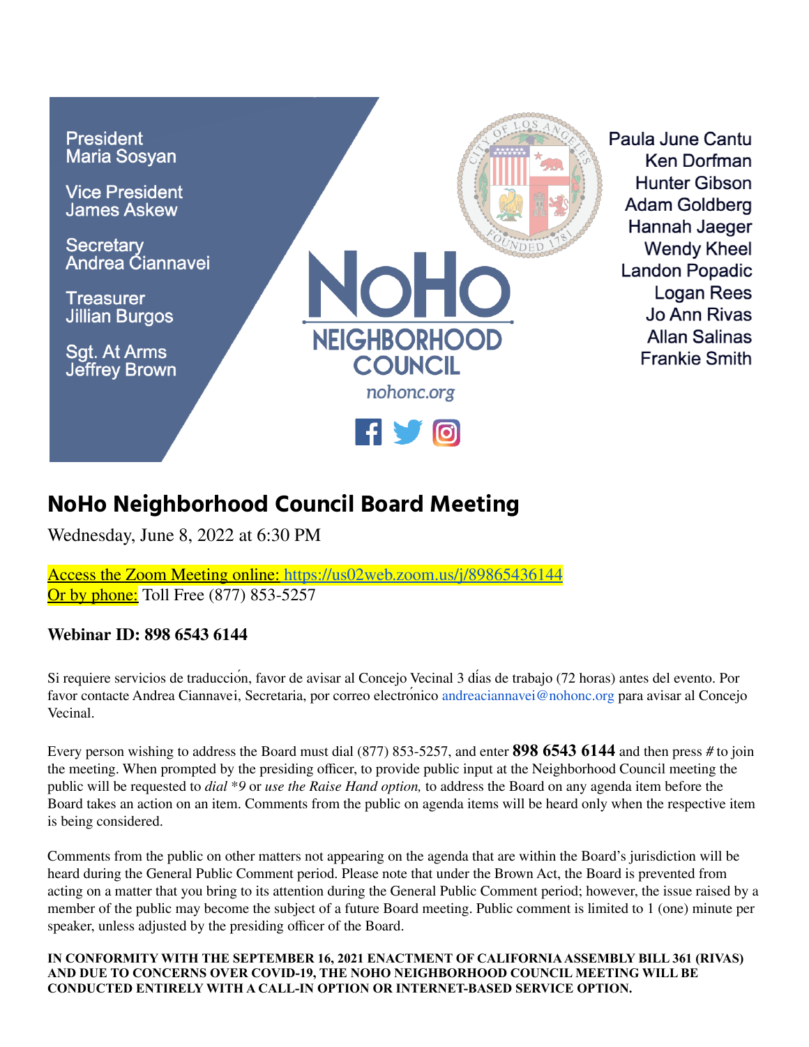President
Maria Sosyan

Vice President
James Askew

Secretary
Andrea Ciannavei

Treasurer
Jillian Burgos

Sgt. At Arms
Jeffrey Brown

NoHo
NEIGHBORHOOD
COUNCIL
nohonc.org

Paula June Cantu
Ken Dorfman
Hunter Gibson
Adam Goldberg
Hannah Jaeger
Wendy Kheel
Landon Popadic
Logan Rees
Jo Ann Rivas
Allan Salinas
Frankie Smith

# NoHo Neighborhood Council Board Meeting

Wednesday, June 8, 2022 at 6:30 PM

Access the Zoom Meeting online: https://us02web.zoom.us/j/89865436144
Or by phone: Toll Free (877) 853-5257

**Webinar ID: 898 6543 6144**

Si requiere servicios de traducción, favor de avisar al Concejo Vecinal 3 días de trabajo (72 horas) antes del evento. Por favor contacte Andrea Ciannavei, Secretaria, por correo electrónico andreaciannavei@nohonc.org para avisar al Concejo Vecinal.

Every person wishing to address the Board must dial (877) 853-5257, and enter **898 6543 6144** and then press # to join the meeting. When prompted by the presiding officer, to provide public input at the Neighborhood Council meeting the public will be requested to *dial \*9* or *use the Raise Hand option,* to address the Board on any agenda item before the Board takes an action on an item. Comments from the public on agenda items will be heard only when the respective item is being considered.

Comments from the public on other matters not appearing on the agenda that are within the Board's jurisdiction will be heard during the General Public Comment period. Please note that under the Brown Act, the Board is prevented from acting on a matter that you bring to its attention during the General Public Comment period; however, the issue raised by a member of the public may become the subject of a future Board meeting. Public comment is limited to 1 (one) minute per speaker, unless adjusted by the presiding officer of the Board.

**IN CONFORMITY WITH THE SEPTEMBER 16, 2021 ENACTMENT OF CALIFORNIA ASSEMBLY BILL 361 (RIVAS) AND DUE TO CONCERNS OVER COVID-19, THE NOHO NEIGHBORHOOD COUNCIL MEETING WILL BE CONDUCTED ENTIRELY WITH A CALL-IN OPTION OR INTERNET-BASED SERVICE OPTION.**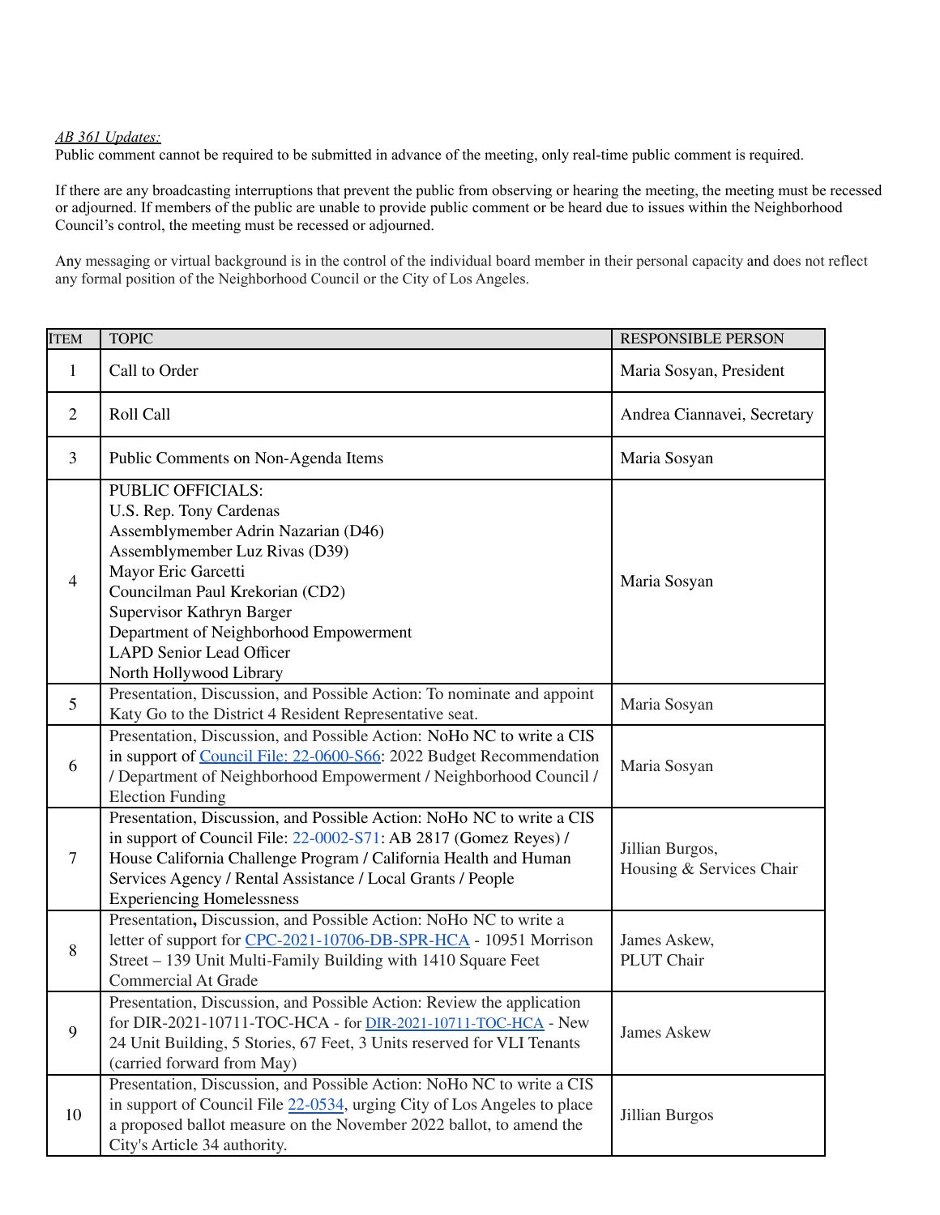*AB 361 Updates:*
Public comment cannot be required to be submitted in advance of the meeting, only real-time public comment is required.

If there are any broadcasting interruptions that prevent the public from observing or hearing the meeting, the meeting must be recessed or adjourned. If members of the public are unable to provide public comment or be heard due to issues within the Neighborhood Council's control, the meeting must be recessed or adjourned.

Any messaging or virtual background is in the control of the individual board member in their personal capacity and does not reflect any formal position of the Neighborhood Council or the City of Los Angeles.

| ITEM | TOPIC | RESPONSIBLE PERSON |
|---|---|---|
| 1 | Call to Order | Maria Sosyan, President |
| 2 | Roll Call | Andrea Ciannavei, Secretary |
| 3 | Public Comments on Non-Agenda Items | Maria Sosyan |
| 4 | PUBLIC OFFICIALS:<br>U.S. Rep. Tony Cardenas<br>Assemblymember Adrin Nazarian (D46)<br>Assemblymember Luz Rivas (D39)<br>Mayor Eric Garcetti<br>Councilman Paul Krekorian (CD2)<br>Supervisor Kathryn Barger<br>Department of Neighborhood Empowerment<br>LAPD Senior Lead Officer<br>North Hollywood Library | Maria Sosyan |
| 5 | Presentation, Discussion, and Possible Action: To nominate and appoint Katy Go to the District 4 Resident Representative seat. | Maria Sosyan |
| 6 | Presentation, Discussion, and Possible Action: NoHo NC to write a CIS in support of Council File: 22-0600-S66: 2022 Budget Recommendation / Department of Neighborhood Empowerment / Neighborhood Council / Election Funding | Maria Sosyan |
| 7 | Presentation, Discussion, and Possible Action: NoHo NC to write a CIS in support of Council File: 22-0002-S71: AB 2817 (Gomez Reyes) / House California Challenge Program / California Health and Human Services Agency / Rental Assistance / Local Grants / People Experiencing Homelessness | Jillian Burgos,<br>Housing & Services Chair |
| 8 | Presentation, Discussion, and Possible Action: NoHo NC to write a letter of support for CPC-2021-10706-DB-SPR-HCA - 10951 Morrison Street – 139 Unit Multi-Family Building with 1410 Square Feet Commercial At Grade | James Askew,<br>PLUT Chair |
| 9 | Presentation, Discussion, and Possible Action: Review the application for DIR-2021-10711-TOC-HCA - for DIR-2021-10711-TOC-HCA - New 24 Unit Building, 5 Stories, 67 Feet, 3 Units reserved for VLI Tenants (carried forward from May) | James Askew |
| 10 | Presentation, Discussion, and Possible Action: NoHo NC to write a CIS in support of Council File 22-0534, urging City of Los Angeles to place a proposed ballot measure on the November 2022 ballot, to amend the City's Article 34 authority. | Jillian Burgos |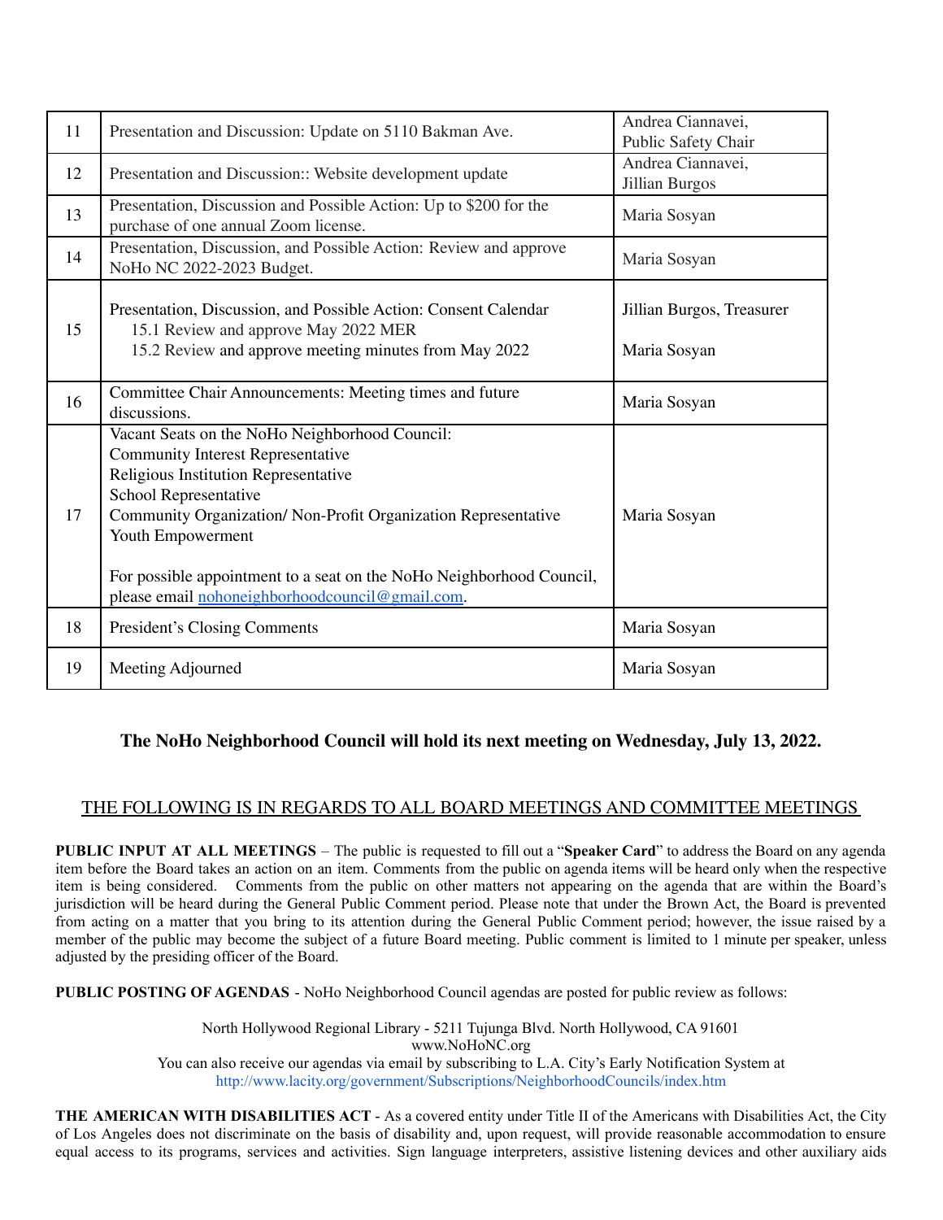| | | |
|---|---|---|
| 11 | Presentation and Discussion: Update on 5110 Bakman Ave. | Andrea Ciannavei, Public Safety Chair |
| 12 | Presentation and Discussion:: Website development update | Andrea Ciannavei, Jillian Burgos |
| 13 | Presentation, Discussion and Possible Action: Up to $200 for the purchase of one annual Zoom license. | Maria Sosyan |
| 14 | Presentation, Discussion, and Possible Action: Review and approve NoHo NC 2022-2023 Budget. | Maria Sosyan |
| 15 | Presentation, Discussion, and Possible Action: Consent Calendar<br>15.1 Review and approve May 2022 MER<br>15.2 Review and approve meeting minutes from May 2022 | Jillian Burgos, Treasurer<br><br>Maria Sosyan |
| 16 | Committee Chair Announcements: Meeting times and future discussions. | Maria Sosyan |
| 17 | Vacant Seats on the NoHo Neighborhood Council:<br>Community Interest Representative<br>Religious Institution Representative<br>School Representative<br>Community Organization/ Non-Profit Organization Representative<br>Youth Empowerment<br><br>For possible appointment to a seat on the NoHo Neighborhood Council, please email nohoneighborhoodcouncil@gmail.com. | Maria Sosyan |
| 18 | President's Closing Comments | Maria Sosyan |
| 19 | Meeting Adjourned | Maria Sosyan |

**The NoHo Neighborhood Council will hold its next meeting on Wednesday, July 13, 2022.**

THE FOLLOWING IS IN REGARDS TO ALL BOARD MEETINGS AND COMMITTEE MEETINGS

**PUBLIC INPUT AT ALL MEETINGS** – The public is requested to fill out a "**Speaker Card**" to address the Board on any agenda item before the Board takes an action on an item. Comments from the public on agenda items will be heard only when the respective item is being considered. Comments from the public on other matters not appearing on the agenda that are within the Board's jurisdiction will be heard during the General Public Comment period. Please note that under the Brown Act, the Board is prevented from acting on a matter that you bring to its attention during the General Public Comment period; however, the issue raised by a member of the public may become the subject of a future Board meeting. Public comment is limited to 1 minute per speaker, unless adjusted by the presiding officer of the Board.

**PUBLIC POSTING OF AGENDAS** - NoHo Neighborhood Council agendas are posted for public review as follows:

North Hollywood Regional Library - 5211 Tujunga Blvd. North Hollywood, CA 91601
www.NoHoNC.org
You can also receive our agendas via email by subscribing to L.A. City's Early Notification System at
http://www.lacity.org/government/Subscriptions/NeighborhoodCouncils/index.htm

**THE AMERICAN WITH DISABILITIES ACT** - As a covered entity under Title II of the Americans with Disabilities Act, the City of Los Angeles does not discriminate on the basis of disability and, upon request, will provide reasonable accommodation to ensure equal access to its programs, services and activities. Sign language interpreters, assistive listening devices and other auxiliary aids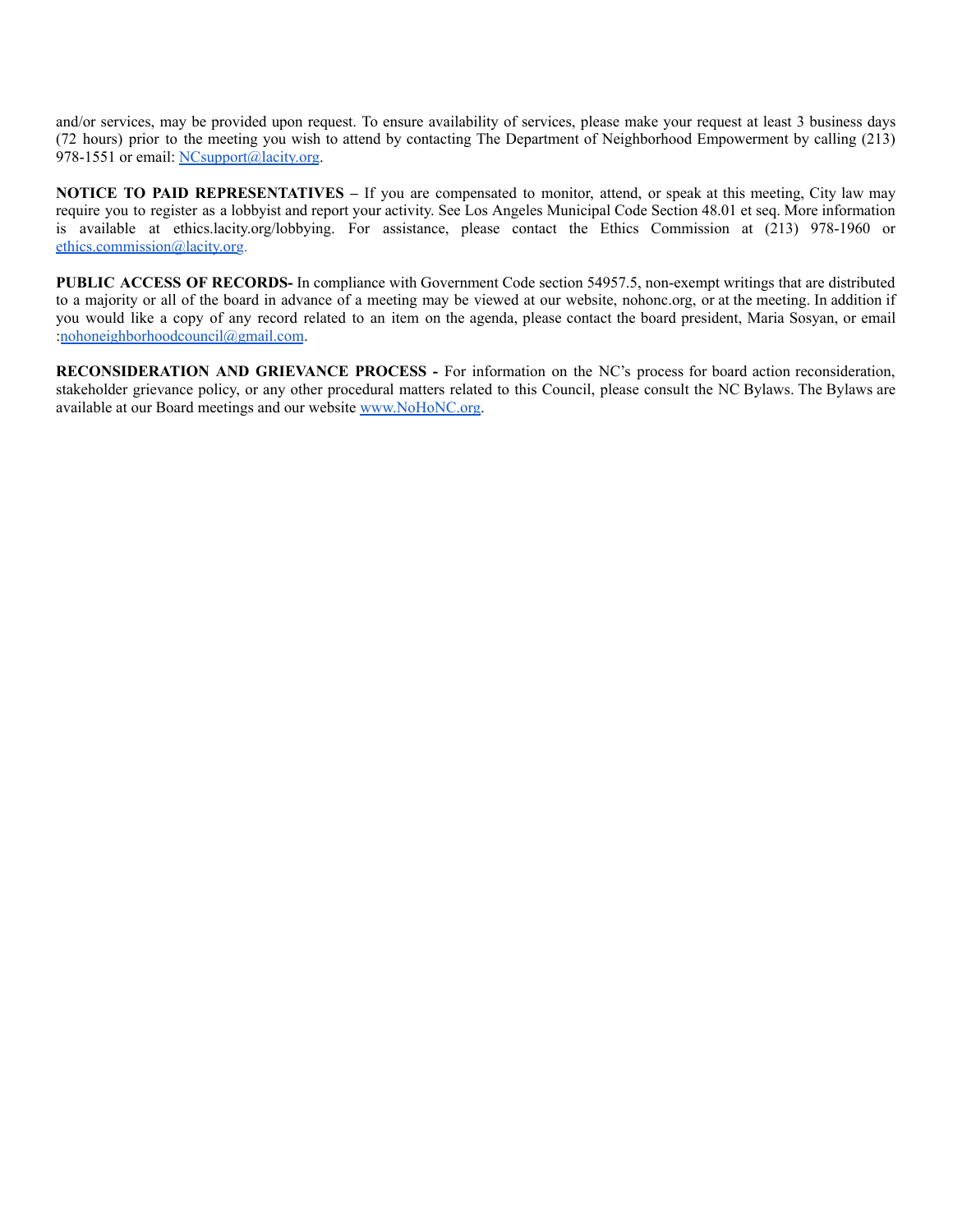and/or services, may be provided upon request. To ensure availability of services, please make your request at least 3 business days (72 hours) prior to the meeting you wish to attend by contacting The Department of Neighborhood Empowerment by calling (213) 978-1551 or email: [NCsupport@lacity.org](mailto:NCsupport@lacity.org).

**NOTICE TO PAID REPRESENTATIVES –** If you are compensated to monitor, attend, or speak at this meeting, City law may require you to register as a lobbyist and report your activity. See Los Angeles Municipal Code Section 48.01 et seq. More information is available at ethics.lacity.org/lobbying. For assistance, please contact the Ethics Commission at (213) 978-1960 or [ethics.commission@lacity.org](mailto:ethics.commission@lacity.org).

**PUBLIC ACCESS OF RECORDS-** In compliance with Government Code section 54957.5, non-exempt writings that are distributed to a majority or all of the board in advance of a meeting may be viewed at our website, nohonc.org, or at the meeting. In addition if you would like a copy of any record related to an item on the agenda, please contact the board president, Maria Sosyan, or email :[nohoneighborhoodcouncil@gmail.com](mailto:nohoneighborhoodcouncil@gmail.com).

**RECONSIDERATION AND GRIEVANCE PROCESS -** For information on the NC's process for board action reconsideration, stakeholder grievance policy, or any other procedural matters related to this Council, please consult the NC Bylaws. The Bylaws are available at our Board meetings and our website [www.NoHoNC.org](http://www.NoHoNC.org).